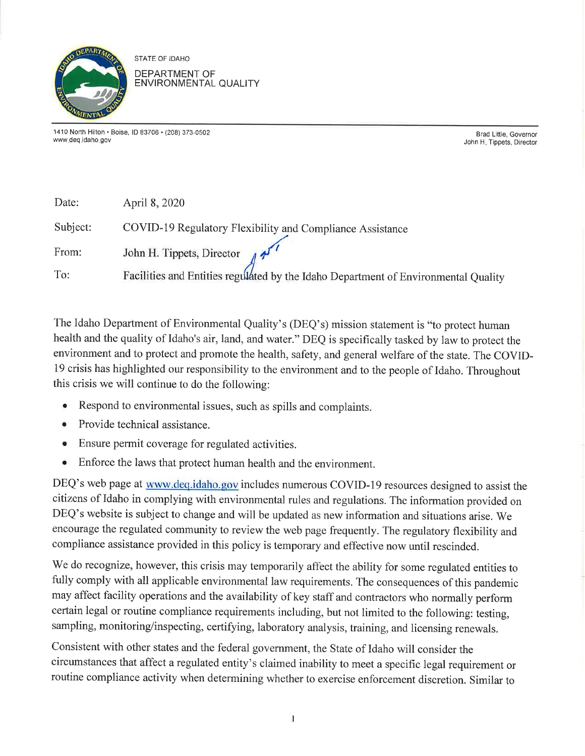STATE OF IDAHO

DEPARTMENT OF ENVIRONMENTAL QUALITY

1410 North Hilton • Boise, ID 83706 • (208) 373-0502
www.deq.idaho.gov

Brad Little, Governor
John H. Tippets, Director

| | |
|---|---|
| Date: | April 8, 2020 |
| Subject: | COVID-19 Regulatory Flexibility and Compliance Assistance |
| From: | John H. Tippets, Director |
| To: | Facilities and Entities regulated by the Idaho Department of Environmental Quality |

The Idaho Department of Environmental Quality's (DEQ's) mission statement is "to protect human health and the quality of Idaho's air, land, and water." DEQ is specifically tasked by law to protect the environment and to protect and promote the health, safety, and general welfare of the state. The COVID-19 crisis has highlighted our responsibility to the environment and to the people of Idaho. Throughout this crisis we will continue to do the following:

- Respond to environmental issues, such as spills and complaints.
- Provide technical assistance.
- Ensure permit coverage for regulated activities.
- Enforce the laws that protect human health and the environment.

DEQ's web page at www.deq.idaho.gov includes numerous COVID-19 resources designed to assist the citizens of Idaho in complying with environmental rules and regulations. The information provided on DEQ's website is subject to change and will be updated as new information and situations arise. We encourage the regulated community to review the web page frequently. The regulatory flexibility and compliance assistance provided in this policy is temporary and effective now until rescinded.

We do recognize, however, this crisis may temporarily affect the ability for some regulated entities to fully comply with all applicable environmental law requirements. The consequences of this pandemic may affect facility operations and the availability of key staff and contractors who normally perform certain legal or routine compliance requirements including, but not limited to the following: testing, sampling, monitoring/inspecting, certifying, laboratory analysis, training, and licensing renewals.

Consistent with other states and the federal government, the State of Idaho will consider the circumstances that affect a regulated entity's claimed inability to meet a specific legal requirement or routine compliance activity when determining whether to exercise enforcement discretion. Similar to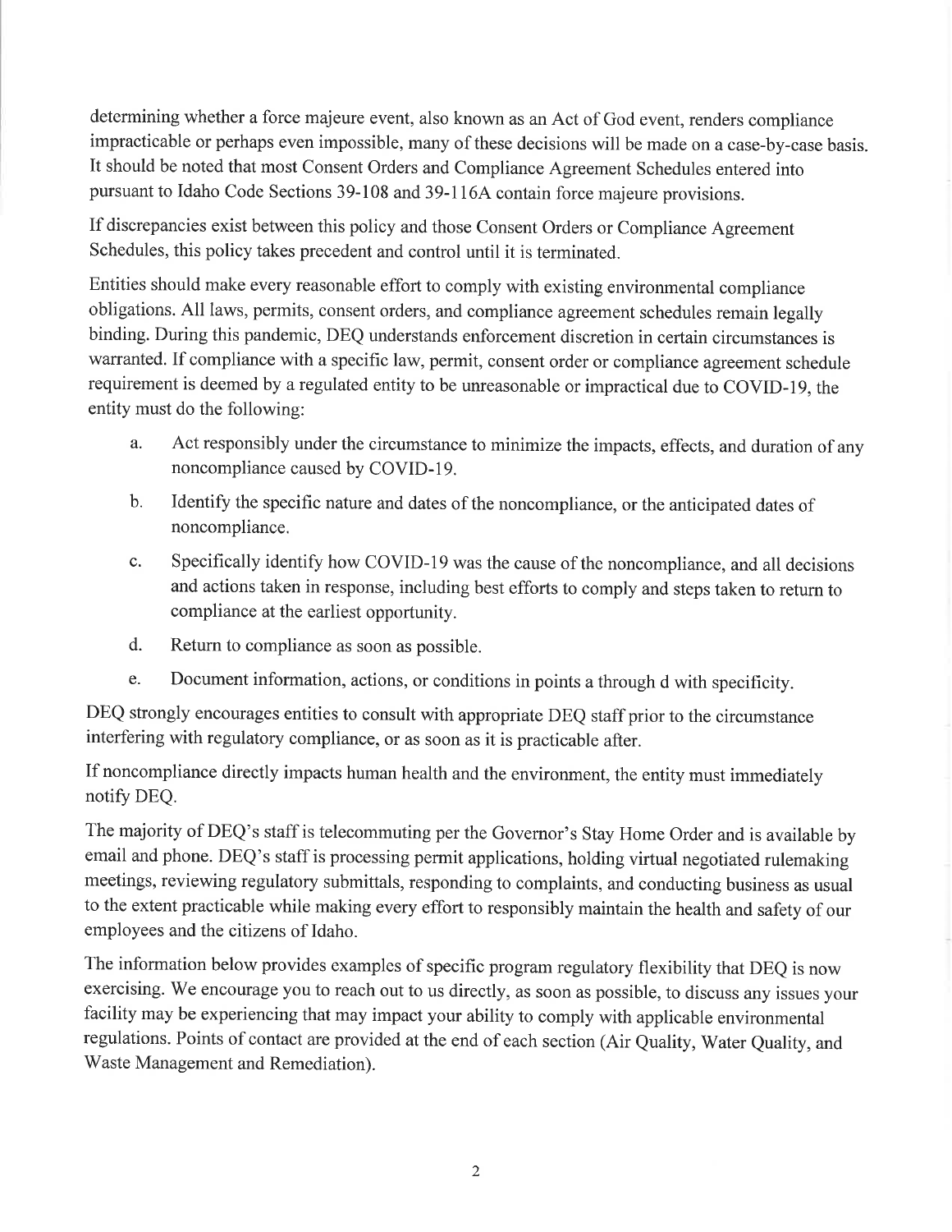determining whether a force majeure event, also known as an Act of God event, renders compliance impracticable or perhaps even impossible, many of these decisions will be made on a case-by-case basis. It should be noted that most Consent Orders and Compliance Agreement Schedules entered into pursuant to Idaho Code Sections 39-108 and 39-116A contain force majeure provisions.

If discrepancies exist between this policy and those Consent Orders or Compliance Agreement Schedules, this policy takes precedent and control until it is terminated.

Entities should make every reasonable effort to comply with existing environmental compliance obligations. All laws, permits, consent orders, and compliance agreement schedules remain legally binding. During this pandemic, DEQ understands enforcement discretion in certain circumstances is warranted. If compliance with a specific law, permit, consent order or compliance agreement schedule requirement is deemed by a regulated entity to be unreasonable or impractical due to COVID-19, the entity must do the following:

a. Act responsibly under the circumstance to minimize the impacts, effects, and duration of any noncompliance caused by COVID-19.

b. Identify the specific nature and dates of the noncompliance, or the anticipated dates of noncompliance.

c. Specifically identify how COVID-19 was the cause of the noncompliance, and all decisions and actions taken in response, including best efforts to comply and steps taken to return to compliance at the earliest opportunity.

d. Return to compliance as soon as possible.

e. Document information, actions, or conditions in points a through d with specificity.

DEQ strongly encourages entities to consult with appropriate DEQ staff prior to the circumstance interfering with regulatory compliance, or as soon as it is practicable after.

If noncompliance directly impacts human health and the environment, the entity must immediately notify DEQ.

The majority of DEQ's staff is telecommuting per the Governor's Stay Home Order and is available by email and phone. DEQ's staff is processing permit applications, holding virtual negotiated rulemaking meetings, reviewing regulatory submittals, responding to complaints, and conducting business as usual to the extent practicable while making every effort to responsibly maintain the health and safety of our employees and the citizens of Idaho.

The information below provides examples of specific program regulatory flexibility that DEQ is now exercising. We encourage you to reach out to us directly, as soon as possible, to discuss any issues your facility may be experiencing that may impact your ability to comply with applicable environmental regulations. Points of contact are provided at the end of each section (Air Quality, Water Quality, and Waste Management and Remediation).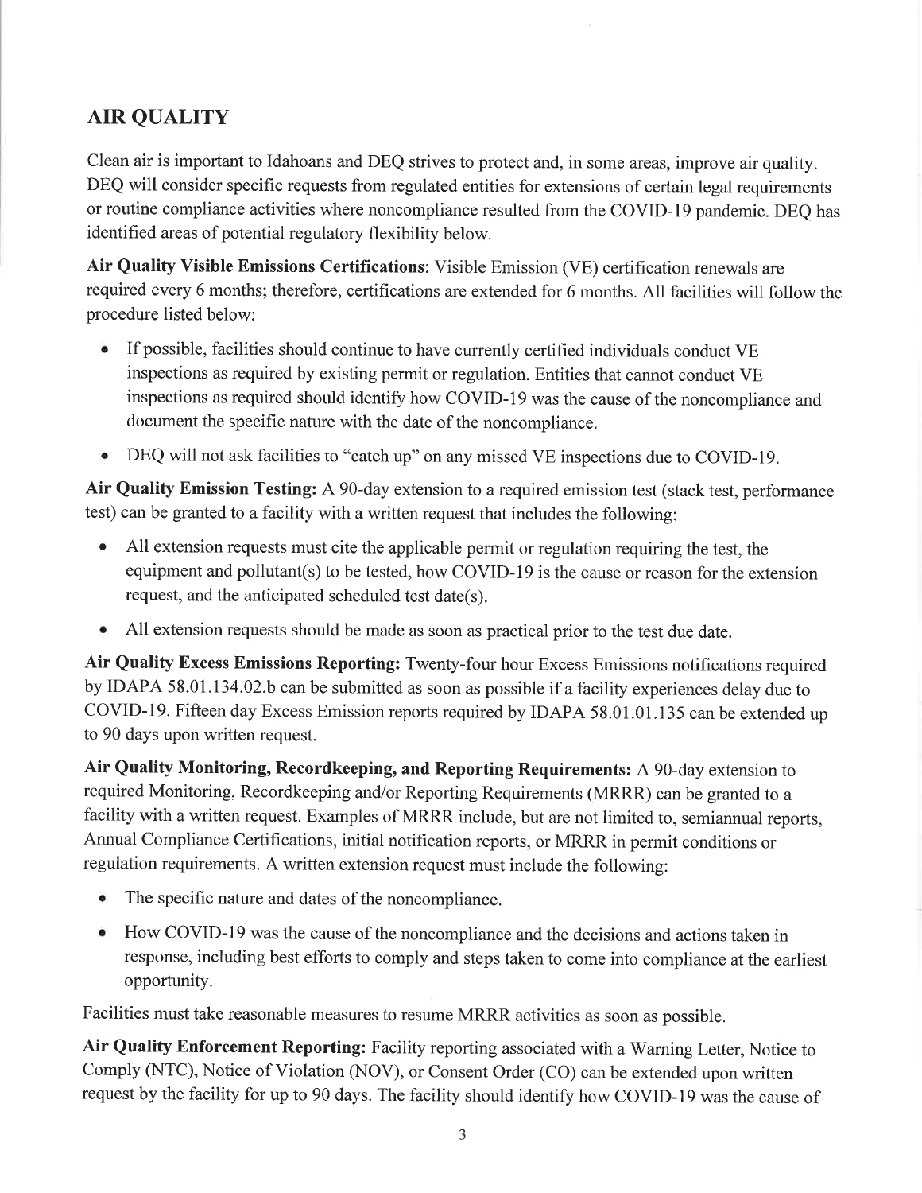## AIR QUALITY

Clean air is important to Idahoans and DEQ strives to protect and, in some areas, improve air quality. DEQ will consider specific requests from regulated entities for extensions of certain legal requirements or routine compliance activities where noncompliance resulted from the COVID-19 pandemic. DEQ has identified areas of potential regulatory flexibility below.

**Air Quality Visible Emissions Certifications**: Visible Emission (VE) certification renewals are required every 6 months; therefore, certifications are extended for 6 months. All facilities will follow the procedure listed below:

- If possible, facilities should continue to have currently certified individuals conduct VE inspections as required by existing permit or regulation. Entities that cannot conduct VE inspections as required should identify how COVID-19 was the cause of the noncompliance and document the specific nature with the date of the noncompliance.
- DEQ will not ask facilities to "catch up" on any missed VE inspections due to COVID-19.

**Air Quality Emission Testing:** A 90-day extension to a required emission test (stack test, performance test) can be granted to a facility with a written request that includes the following:

- All extension requests must cite the applicable permit or regulation requiring the test, the equipment and pollutant(s) to be tested, how COVID-19 is the cause or reason for the extension request, and the anticipated scheduled test date(s).
- All extension requests should be made as soon as practical prior to the test due date.

**Air Quality Excess Emissions Reporting:** Twenty-four hour Excess Emissions notifications required by IDAPA 58.01.134.02.b can be submitted as soon as possible if a facility experiences delay due to COVID-19. Fifteen day Excess Emission reports required by IDAPA 58.01.01.135 can be extended up to 90 days upon written request.

**Air Quality Monitoring, Recordkeeping, and Reporting Requirements:** A 90-day extension to required Monitoring, Recordkeeping and/or Reporting Requirements (MRRR) can be granted to a facility with a written request. Examples of MRRR include, but are not limited to, semiannual reports, Annual Compliance Certifications, initial notification reports, or MRRR in permit conditions or regulation requirements. A written extension request must include the following:

- The specific nature and dates of the noncompliance.
- How COVID-19 was the cause of the noncompliance and the decisions and actions taken in response, including best efforts to comply and steps taken to come into compliance at the earliest opportunity.

Facilities must take reasonable measures to resume MRRR activities as soon as possible.

**Air Quality Enforcement Reporting:** Facility reporting associated with a Warning Letter, Notice to Comply (NTC), Notice of Violation (NOV), or Consent Order (CO) can be extended upon written request by the facility for up to 90 days. The facility should identify how COVID-19 was the cause of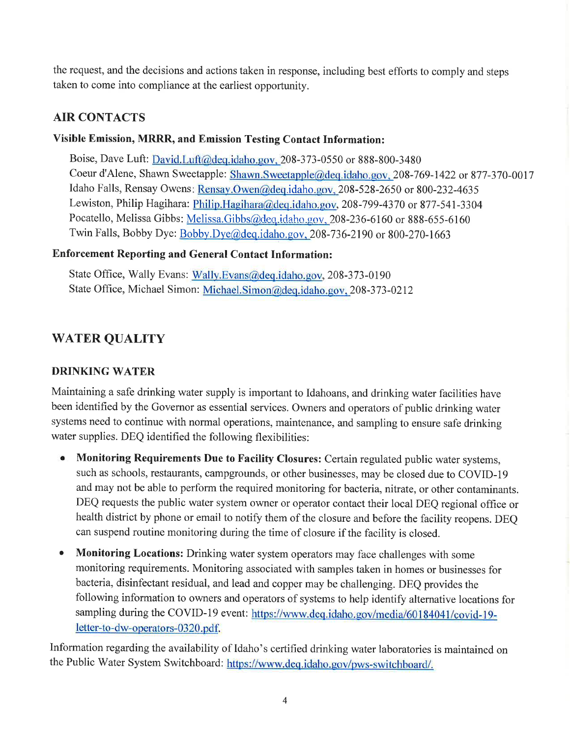the request, and the decisions and actions taken in response, including best efforts to comply and steps taken to come into compliance at the earliest opportunity.

## AIR CONTACTS

### Visible Emission, MRRR, and Emission Testing Contact Information:

Boise, Dave Luft: David.Luft@deq.idaho.gov, 208-373-0550 or 888-800-3480
Coeur d'Alene, Shawn Sweetapple: Shawn.Sweetapple@deq.idaho.gov, 208-769-1422 or 877-370-0017
Idaho Falls, Rensay Owens: Rensay.Owen@deq.idaho.gov, 208-528-2650 or 800-232-4635
Lewiston, Philip Hagihara: Philip.Hagihara@deq.idaho.gov, 208-799-4370 or 877-541-3304
Pocatello, Melissa Gibbs: Melissa.Gibbs@deq.idaho.gov, 208-236-6160 or 888-655-6160
Twin Falls, Bobby Dye: Bobby.Dye@deq.idaho.gov, 208-736-2190 or 800-270-1663

### Enforcement Reporting and General Contact Information:

State Office, Wally Evans: Wally.Evans@deq.idaho.gov, 208-373-0190
State Office, Michael Simon: Michael.Simon@deq.idaho.gov, 208-373-0212

## WATER QUALITY

### DRINKING WATER

Maintaining a safe drinking water supply is important to Idahoans, and drinking water facilities have been identified by the Governor as essential services. Owners and operators of public drinking water systems need to continue with normal operations, maintenance, and sampling to ensure safe drinking water supplies. DEQ identified the following flexibilities:

- **Monitoring Requirements Due to Facility Closures:** Certain regulated public water systems, such as schools, restaurants, campgrounds, or other businesses, may be closed due to COVID-19 and may not be able to perform the required monitoring for bacteria, nitrate, or other contaminants. DEQ requests the public water system owner or operator contact their local DEQ regional office or health district by phone or email to notify them of the closure and before the facility reopens. DEQ can suspend routine monitoring during the time of closure if the facility is closed.
- **Monitoring Locations:** Drinking water system operators may face challenges with some monitoring requirements. Monitoring associated with samples taken in homes or businesses for bacteria, disinfectant residual, and lead and copper may be challenging. DEQ provides the following information to owners and operators of systems to help identify alternative locations for sampling during the COVID-19 event: https://www.deq.idaho.gov/media/60184041/covid-19-letter-to-dw-operators-0320.pdf.

Information regarding the availability of Idaho's certified drinking water laboratories is maintained on the Public Water System Switchboard: https://www.deq.idaho.gov/pws-switchboard/.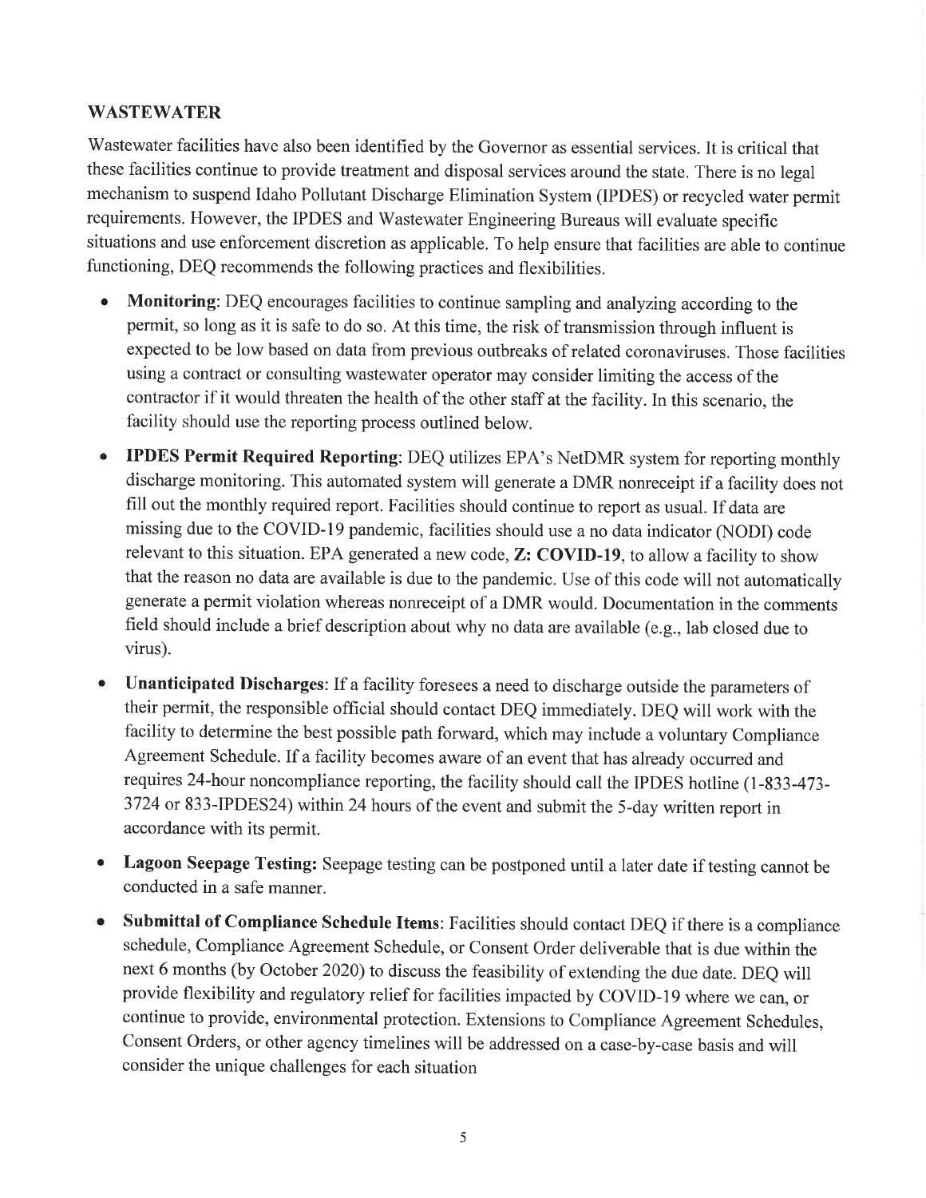## WASTEWATER

Wastewater facilities have also been identified by the Governor as essential services. It is critical that these facilities continue to provide treatment and disposal services around the state. There is no legal mechanism to suspend Idaho Pollutant Discharge Elimination System (IPDES) or recycled water permit requirements. However, the IPDES and Wastewater Engineering Bureaus will evaluate specific situations and use enforcement discretion as applicable. To help ensure that facilities are able to continue functioning, DEQ recommends the following practices and flexibilities.

- **Monitoring**: DEQ encourages facilities to continue sampling and analyzing according to the permit, so long as it is safe to do so. At this time, the risk of transmission through influent is expected to be low based on data from previous outbreaks of related coronaviruses. Those facilities using a contract or consulting wastewater operator may consider limiting the access of the contractor if it would threaten the health of the other staff at the facility. In this scenario, the facility should use the reporting process outlined below.
- **IPDES Permit Required Reporting**: DEQ utilizes EPA's NetDMR system for reporting monthly discharge monitoring. This automated system will generate a DMR nonreceipt if a facility does not fill out the monthly required report. Facilities should continue to report as usual. If data are missing due to the COVID-19 pandemic, facilities should use a no data indicator (NODI) code relevant to this situation. EPA generated a new code, **Z: COVID-19**, to allow a facility to show that the reason no data are available is due to the pandemic. Use of this code will not automatically generate a permit violation whereas nonreceipt of a DMR would. Documentation in the comments field should include a brief description about why no data are available (e.g., lab closed due to virus).
- **Unanticipated Discharges**: If a facility foresees a need to discharge outside the parameters of their permit, the responsible official should contact DEQ immediately. DEQ will work with the facility to determine the best possible path forward, which may include a voluntary Compliance Agreement Schedule. If a facility becomes aware of an event that has already occurred and requires 24-hour noncompliance reporting, the facility should call the IPDES hotline (1-833-473-3724 or 833-IPDES24) within 24 hours of the event and submit the 5-day written report in accordance with its permit.
- **Lagoon Seepage Testing:** Seepage testing can be postponed until a later date if testing cannot be conducted in a safe manner.
- **Submittal of Compliance Schedule Items**: Facilities should contact DEQ if there is a compliance schedule, Compliance Agreement Schedule, or Consent Order deliverable that is due within the next 6 months (by October 2020) to discuss the feasibility of extending the due date. DEQ will provide flexibility and regulatory relief for facilities impacted by COVID-19 where we can, or continue to provide, environmental protection. Extensions to Compliance Agreement Schedules, Consent Orders, or other agency timelines will be addressed on a case-by-case basis and will consider the unique challenges for each situation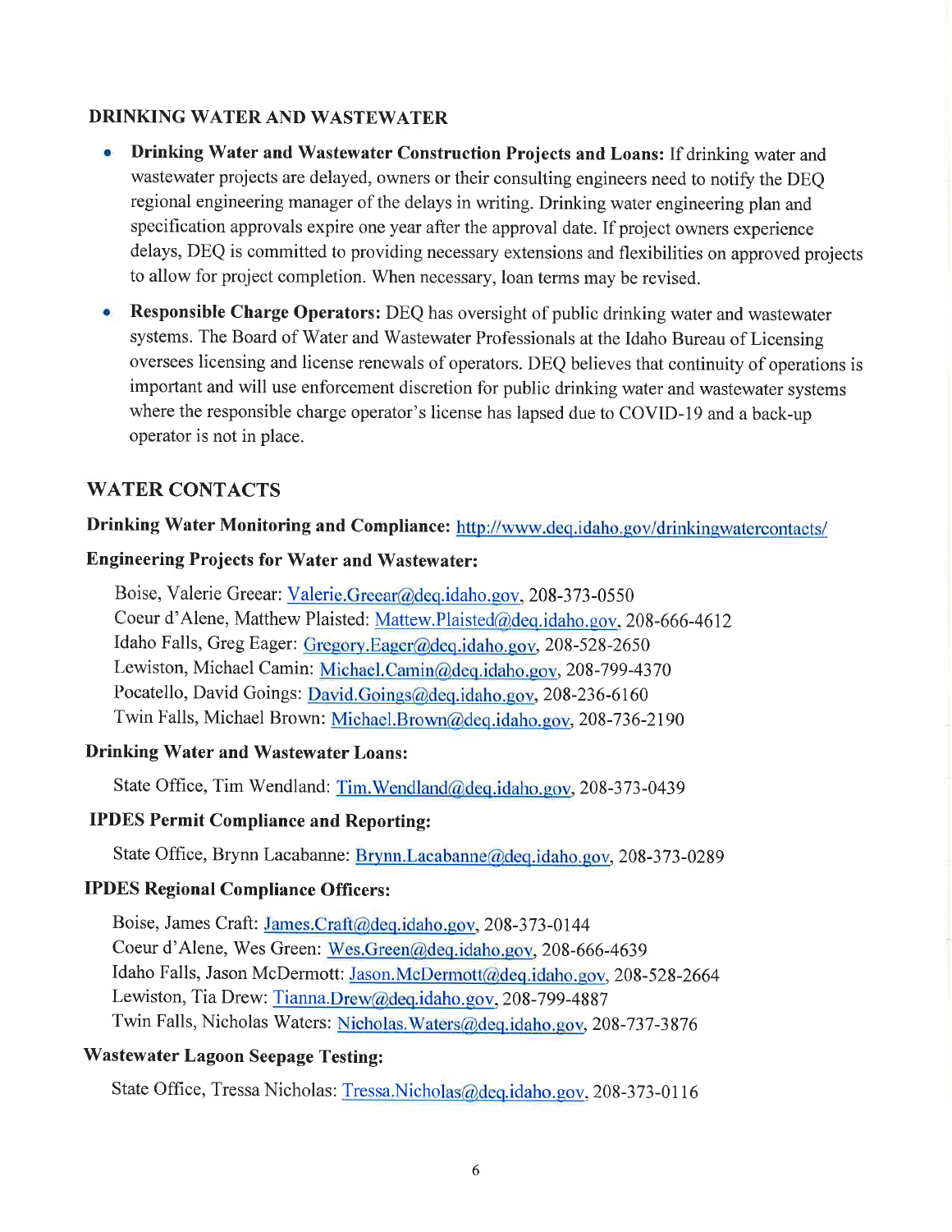## DRINKING WATER AND WASTEWATER

- **Drinking Water and Wastewater Construction Projects and Loans:** If drinking water and wastewater projects are delayed, owners or their consulting engineers need to notify the DEQ regional engineering manager of the delays in writing. Drinking water engineering plan and specification approvals expire one year after the approval date. If project owners experience delays, DEQ is committed to providing necessary extensions and flexibilities on approved projects to allow for project completion. When necessary, loan terms may be revised.
- **Responsible Charge Operators:** DEQ has oversight of public drinking water and wastewater systems. The Board of Water and Wastewater Professionals at the Idaho Bureau of Licensing oversees licensing and license renewals of operators. DEQ believes that continuity of operations is important and will use enforcement discretion for public drinking water and wastewater systems where the responsible charge operator's license has lapsed due to COVID-19 and a back-up operator is not in place.

## WATER CONTACTS

**Drinking Water Monitoring and Compliance:** http://www.deq.idaho.gov/drinkingwatercontacts/

**Engineering Projects for Water and Wastewater:**

Boise, Valerie Greear: Valerie.Greear@deq.idaho.gov, 208-373-0550
Coeur d'Alene, Matthew Plaisted: Mattew.Plaisted@deq.idaho.gov, 208-666-4612
Idaho Falls, Greg Eager: Gregory.Eager@deq.idaho.gov, 208-528-2650
Lewiston, Michael Camin: Michael.Camin@deq.idaho.gov, 208-799-4370
Pocatello, David Goings: David.Goings@deq.idaho.gov, 208-236-6160
Twin Falls, Michael Brown: Michael.Brown@deq.idaho.gov, 208-736-2190

**Drinking Water and Wastewater Loans:**

State Office, Tim Wendland: Tim.Wendland@deq.idaho.gov, 208-373-0439

**IPDES Permit Compliance and Reporting:**

State Office, Brynn Lacabanne: Brynn.Lacabanne@deq.idaho.gov, 208-373-0289

**IPDES Regional Compliance Officers:**

Boise, James Craft: James.Craft@deq.idaho.gov, 208-373-0144
Coeur d'Alene, Wes Green: Wes.Green@deq.idaho.gov, 208-666-4639
Idaho Falls, Jason McDermott: Jason.McDermott@deq.idaho.gov, 208-528-2664
Lewiston, Tia Drew: Tianna.Drew@deq.idaho.gov, 208-799-4887
Twin Falls, Nicholas Waters: Nicholas.Waters@deq.idaho.gov, 208-737-3876

**Wastewater Lagoon Seepage Testing:**

State Office, Tressa Nicholas: Tressa.Nicholas@deq.idaho.gov, 208-373-0116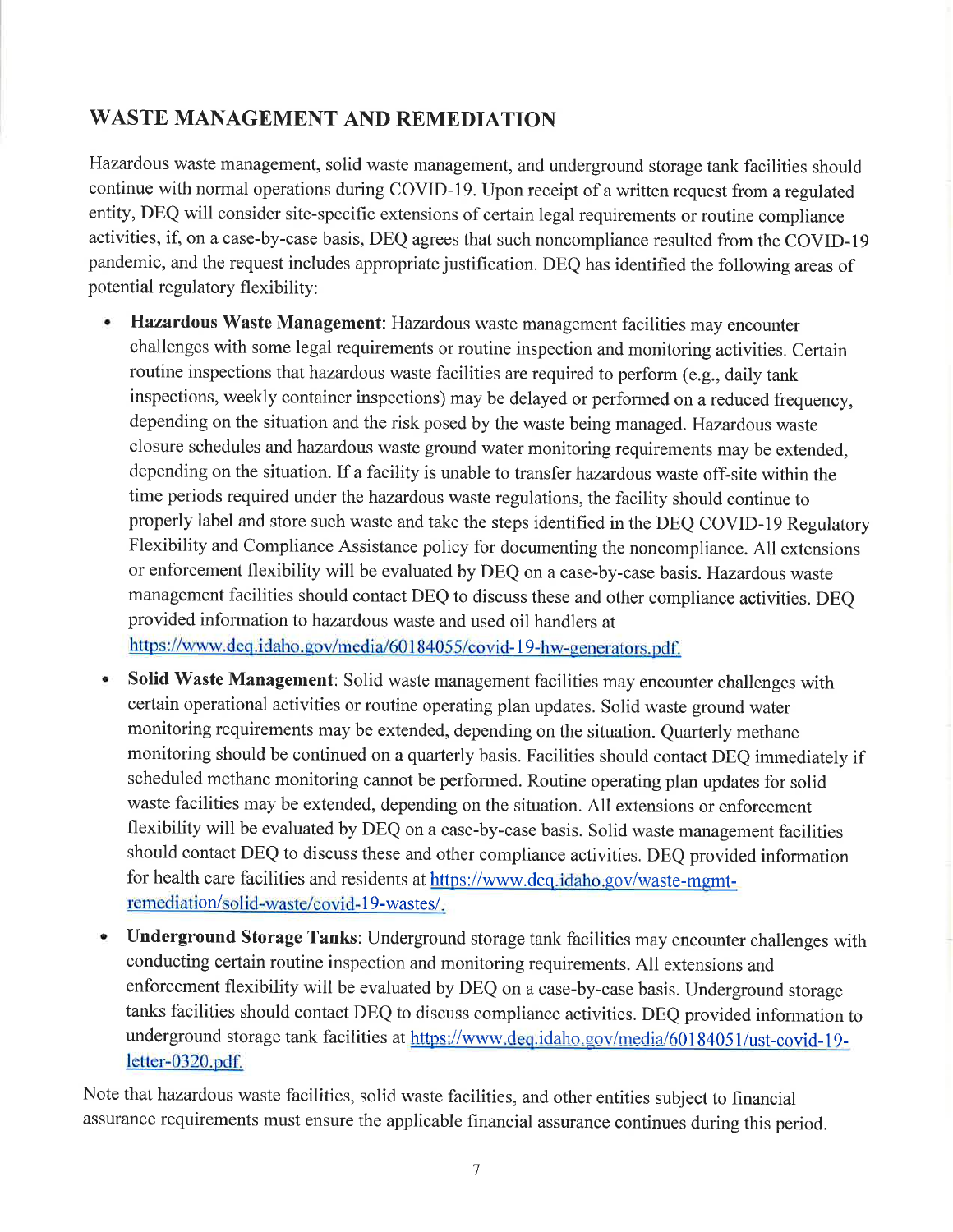## WASTE MANAGEMENT AND REMEDIATION

Hazardous waste management, solid waste management, and underground storage tank facilities should continue with normal operations during COVID-19. Upon receipt of a written request from a regulated entity, DEQ will consider site-specific extensions of certain legal requirements or routine compliance activities, if, on a case-by-case basis, DEQ agrees that such noncompliance resulted from the COVID-19 pandemic, and the request includes appropriate justification. DEQ has identified the following areas of potential regulatory flexibility:

- **Hazardous Waste Management**: Hazardous waste management facilities may encounter challenges with some legal requirements or routine inspection and monitoring activities. Certain routine inspections that hazardous waste facilities are required to perform (e.g., daily tank inspections, weekly container inspections) may be delayed or performed on a reduced frequency, depending on the situation and the risk posed by the waste being managed. Hazardous waste closure schedules and hazardous waste ground water monitoring requirements may be extended, depending on the situation. If a facility is unable to transfer hazardous waste off-site within the time periods required under the hazardous waste regulations, the facility should continue to properly label and store such waste and take the steps identified in the DEQ COVID-19 Regulatory Flexibility and Compliance Assistance policy for documenting the noncompliance. All extensions or enforcement flexibility will be evaluated by DEQ on a case-by-case basis. Hazardous waste management facilities should contact DEQ to discuss these and other compliance activities. DEQ provided information to hazardous waste and used oil handlers at https://www.deq.idaho.gov/media/60184055/covid-19-hw-generators.pdf.
- **Solid Waste Management**: Solid waste management facilities may encounter challenges with certain operational activities or routine operating plan updates. Solid waste ground water monitoring requirements may be extended, depending on the situation. Quarterly methane monitoring should be continued on a quarterly basis. Facilities should contact DEQ immediately if scheduled methane monitoring cannot be performed. Routine operating plan updates for solid waste facilities may be extended, depending on the situation. All extensions or enforcement flexibility will be evaluated by DEQ on a case-by-case basis. Solid waste management facilities should contact DEQ to discuss these and other compliance activities. DEQ provided information for health care facilities and residents at https://www.deq.idaho.gov/waste-mgmt-remediation/solid-waste/covid-19-wastes/.
- **Underground Storage Tanks**: Underground storage tank facilities may encounter challenges with conducting certain routine inspection and monitoring requirements. All extensions and enforcement flexibility will be evaluated by DEQ on a case-by-case basis. Underground storage tanks facilities should contact DEQ to discuss compliance activities. DEQ provided information to underground storage tank facilities at https://www.deq.idaho.gov/media/60184051/ust-covid-19-letter-0320.pdf.

Note that hazardous waste facilities, solid waste facilities, and other entities subject to financial assurance requirements must ensure the applicable financial assurance continues during this period.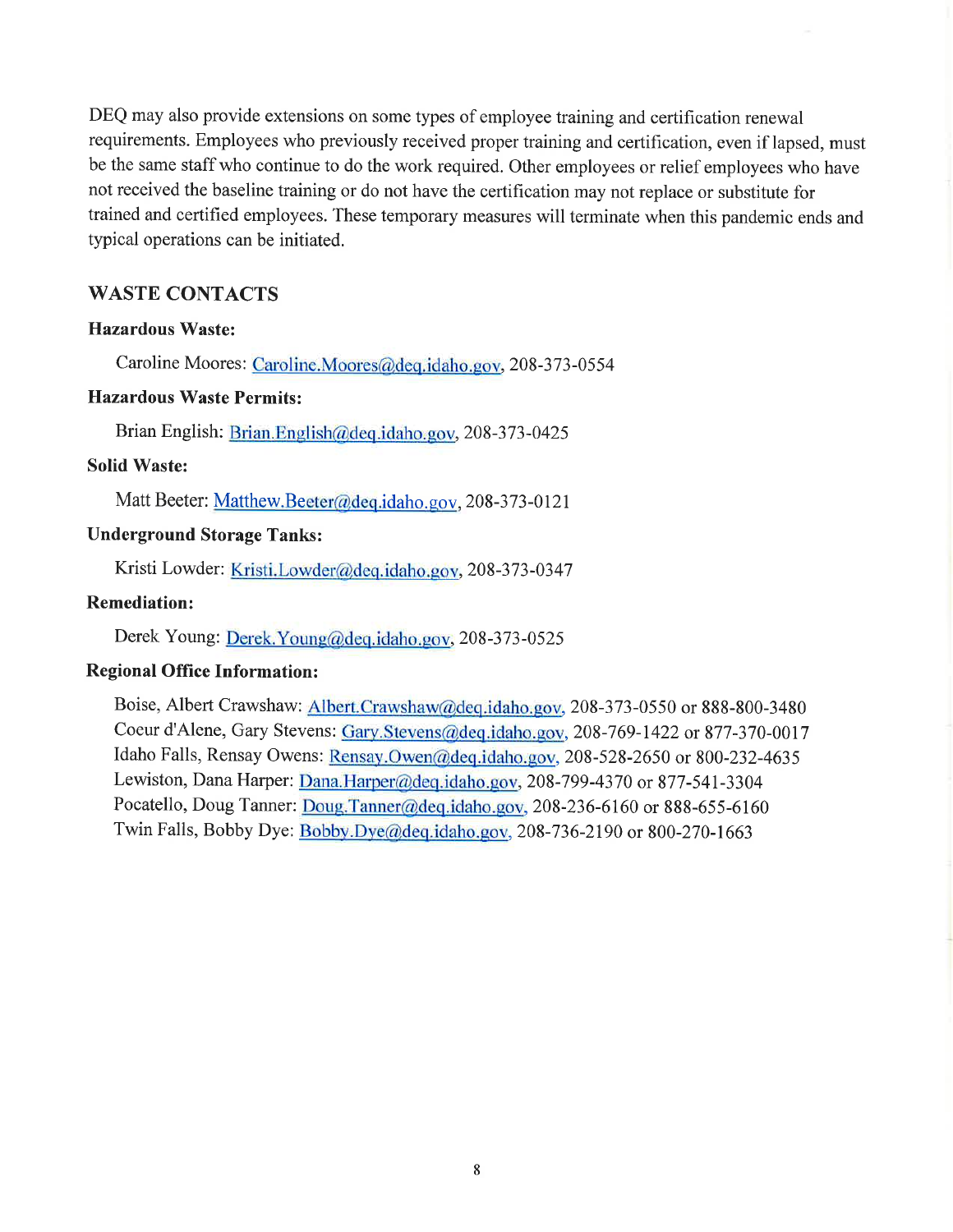DEQ may also provide extensions on some types of employee training and certification renewal requirements. Employees who previously received proper training and certification, even if lapsed, must be the same staff who continue to do the work required. Other employees or relief employees who have not received the baseline training or do not have the certification may not replace or substitute for trained and certified employees. These temporary measures will terminate when this pandemic ends and typical operations can be initiated.

## WASTE CONTACTS

**Hazardous Waste:**

Caroline Moores: Caroline.Moores@deq.idaho.gov, 208-373-0554

**Hazardous Waste Permits:**

Brian English: Brian.English@deq.idaho.gov, 208-373-0425

**Solid Waste:**

Matt Beeter: Matthew.Beeter@deq.idaho.gov, 208-373-0121

**Underground Storage Tanks:**

Kristi Lowder: Kristi.Lowder@deq.idaho.gov, 208-373-0347

**Remediation:**

Derek Young: Derek.Young@deq.idaho.gov, 208-373-0525

**Regional Office Information:**

Boise, Albert Crawshaw: Albert.Crawshaw@deq.idaho.gov, 208-373-0550 or 888-800-3480
Coeur d'Alene, Gary Stevens: Gary.Stevens@deq.idaho.gov, 208-769-1422 or 877-370-0017
Idaho Falls, Rensay Owens: Rensay.Owen@deq.idaho.gov, 208-528-2650 or 800-232-4635
Lewiston, Dana Harper: Dana.Harper@deq.idaho.gov, 208-799-4370 or 877-541-3304
Pocatello, Doug Tanner: Doug.Tanner@deq.idaho.gov, 208-236-6160 or 888-655-6160
Twin Falls, Bobby Dye: Bobby.Dye@deq.idaho.gov, 208-736-2190 or 800-270-1663